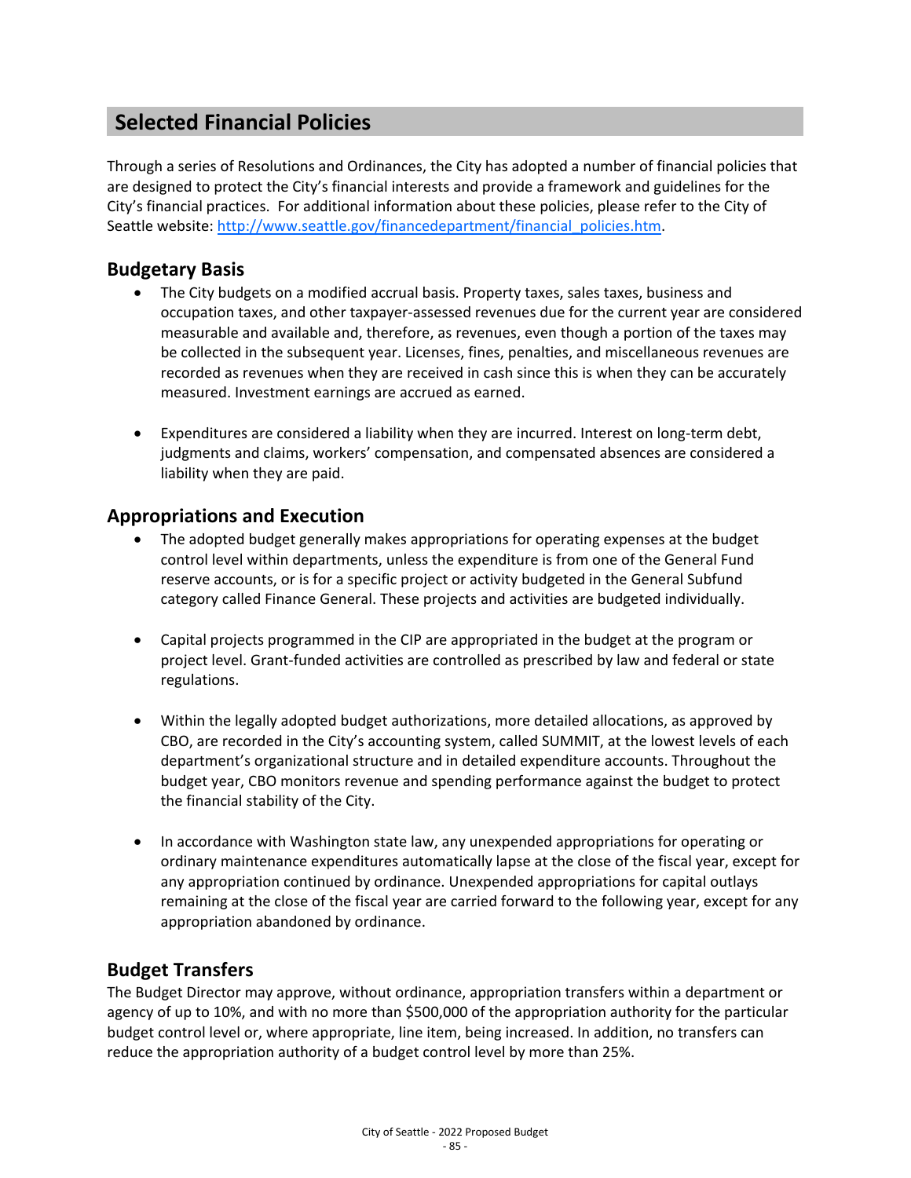# Selected Financial Policies

Through a series of Resolutions and Ordinances, the City has adopted a number of financial policies that are designed to protect the City's financial interests and provide a framework and guidelines for the City's financial practices. For additional information about these policies, please refer to the City of Seattle website: [http://www.seattle.gov/financedepartment/financial_policies.htm](http://www.seattle.gov/financedepartment/financial_policies.htm).

## Budgetary Basis

- The City budgets on a modified accrual basis. Property taxes, sales taxes, business and occupation taxes, and other taxpayer-assessed revenues due for the current year are considered measurable and available and, therefore, as revenues, even though a portion of the taxes may be collected in the subsequent year. Licenses, fines, penalties, and miscellaneous revenues are recorded as revenues when they are received in cash since this is when they can be accurately measured. Investment earnings are accrued as earned.

- Expenditures are considered a liability when they are incurred. Interest on long-term debt, judgments and claims, workers' compensation, and compensated absences are considered a liability when they are paid.

## Appropriations and Execution

- The adopted budget generally makes appropriations for operating expenses at the budget control level within departments, unless the expenditure is from one of the General Fund reserve accounts, or is for a specific project or activity budgeted in the General Subfund category called Finance General. These projects and activities are budgeted individually.

- Capital projects programmed in the CIP are appropriated in the budget at the program or project level. Grant-funded activities are controlled as prescribed by law and federal or state regulations.

- Within the legally adopted budget authorizations, more detailed allocations, as approved by CBO, are recorded in the City's accounting system, called SUMMIT, at the lowest levels of each department's organizational structure and in detailed expenditure accounts. Throughout the budget year, CBO monitors revenue and spending performance against the budget to protect the financial stability of the City.

- In accordance with Washington state law, any unexpended appropriations for operating or ordinary maintenance expenditures automatically lapse at the close of the fiscal year, except for any appropriation continued by ordinance. Unexpended appropriations for capital outlays remaining at the close of the fiscal year are carried forward to the following year, except for any appropriation abandoned by ordinance.

## Budget Transfers

The Budget Director may approve, without ordinance, appropriation transfers within a department or agency of up to 10%, and with no more than $500,000 of the appropriation authority for the particular budget control level or, where appropriate, line item, being increased. In addition, no transfers can reduce the appropriation authority of a budget control level by more than 25%.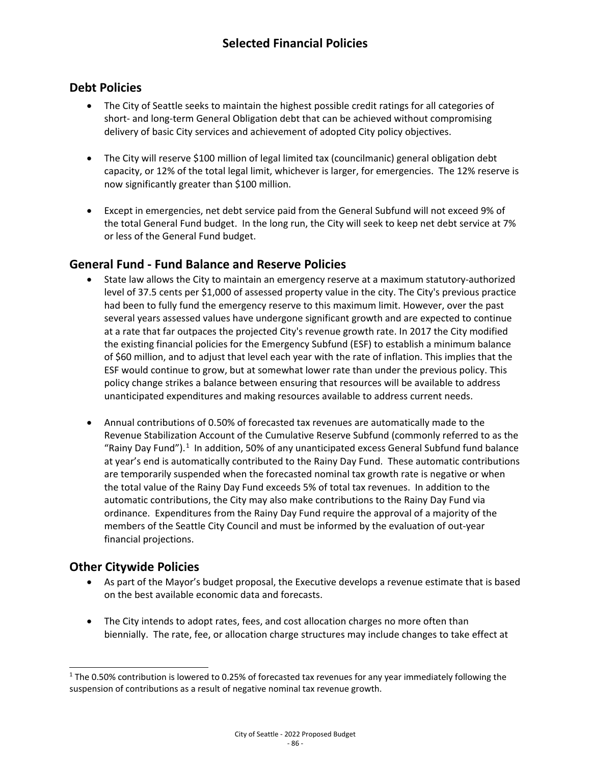# Selected Financial Policies

## Debt Policies

- The City of Seattle seeks to maintain the highest possible credit ratings for all categories of short- and long-term General Obligation debt that can be achieved without compromising delivery of basic City services and achievement of adopted City policy objectives.

- The City will reserve $100 million of legal limited tax (councilmanic) general obligation debt capacity, or 12% of the total legal limit, whichever is larger, for emergencies. The 12% reserve is now significantly greater than $100 million.

- Except in emergencies, net debt service paid from the General Subfund will not exceed 9% of the total General Fund budget. In the long run, the City will seek to keep net debt service at 7% or less of the General Fund budget.

## General Fund - Fund Balance and Reserve Policies

- State law allows the City to maintain an emergency reserve at a maximum statutory-authorized level of 37.5 cents per $1,000 of assessed property value in the city. The City's previous practice had been to fully fund the emergency reserve to this maximum limit. However, over the past several years assessed values have undergone significant growth and are expected to continue at a rate that far outpaces the projected City's revenue growth rate. In 2017 the City modified the existing financial policies for the Emergency Subfund (ESF) to establish a minimum balance of $60 million, and to adjust that level each year with the rate of inflation. This implies that the ESF would continue to grow, but at somewhat lower rate than under the previous policy. This policy change strikes a balance between ensuring that resources will be available to address unanticipated expenditures and making resources available to address current needs.

- Annual contributions of 0.50% of forecasted tax revenues are automatically made to the Revenue Stabilization Account of the Cumulative Reserve Subfund (commonly referred to as the "Rainy Day Fund").[1] In addition, 50% of any unanticipated excess General Subfund fund balance at year's end is automatically contributed to the Rainy Day Fund. These automatic contributions are temporarily suspended when the forecasted nominal tax growth rate is negative or when the total value of the Rainy Day Fund exceeds 5% of total tax revenues. In addition to the automatic contributions, the City may also make contributions to the Rainy Day Fund via ordinance. Expenditures from the Rainy Day Fund require the approval of a majority of the members of the Seattle City Council and must be informed by the evaluation of out-year financial projections.

## Other Citywide Policies

- As part of the Mayor's budget proposal, the Executive develops a revenue estimate that is based on the best available economic data and forecasts.

- The City intends to adopt rates, fees, and cost allocation charges no more often than biennially. The rate, fee, or allocation charge structures may include changes to take effect at

[1] The 0.50% contribution is lowered to 0.25% of forecasted tax revenues for any year immediately following the suspension of contributions as a result of negative nominal tax revenue growth.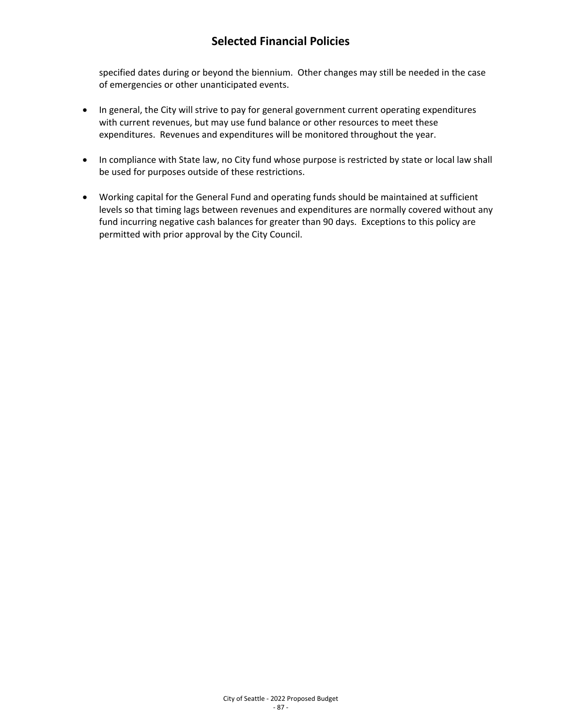specified dates during or beyond the biennium. Other changes may still be needed in the case of emergencies or other unanticipated events.

- In general, the City will strive to pay for general government current operating expenditures with current revenues, but may use fund balance or other resources to meet these expenditures. Revenues and expenditures will be monitored throughout the year.

- In compliance with State law, no City fund whose purpose is restricted by state or local law shall be used for purposes outside of these restrictions.

- Working capital for the General Fund and operating funds should be maintained at sufficient levels so that timing lags between revenues and expenditures are normally covered without any fund incurring negative cash balances for greater than 90 days. Exceptions to this policy are permitted with prior approval by the City Council.